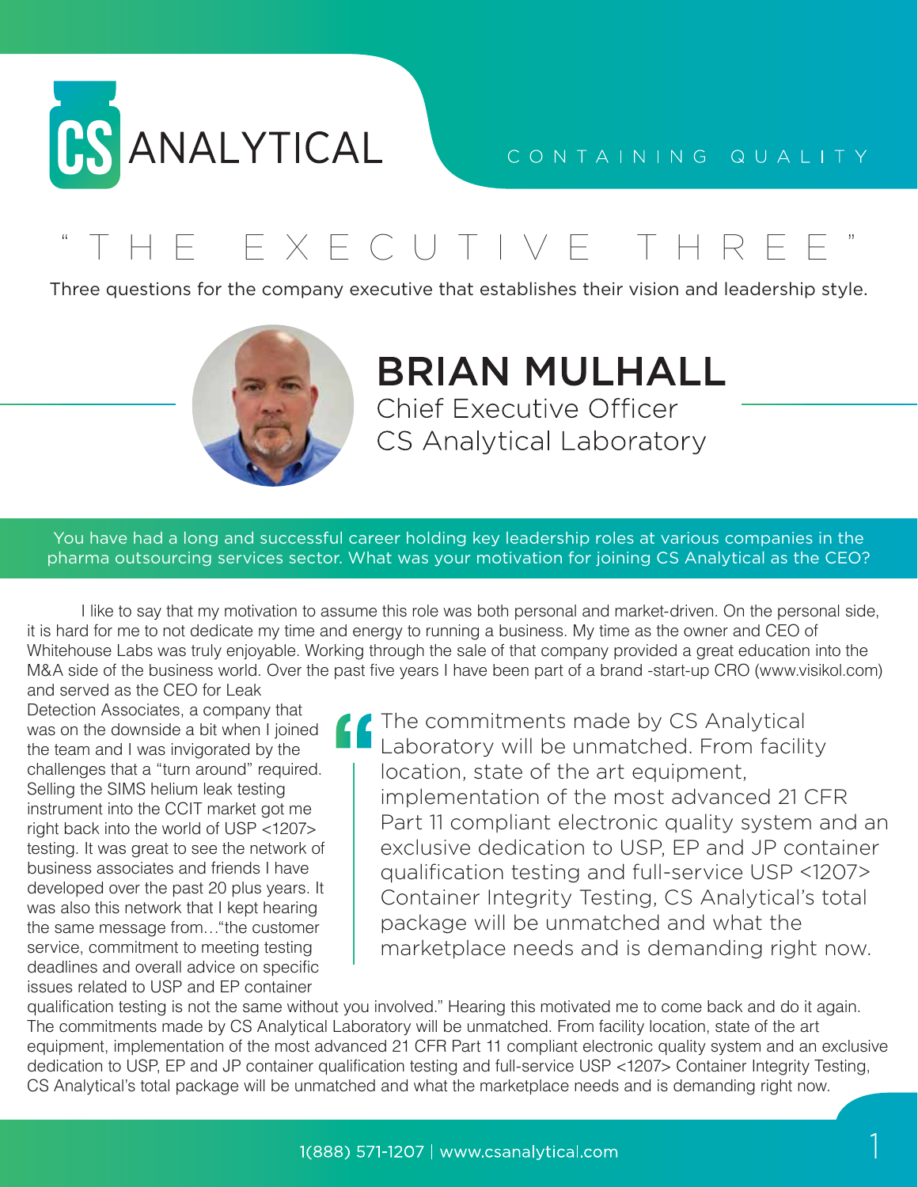CS ANALYTICAL

CONTAINING QUALITY

# "THE EXECUTIVE THREE"

Three questions for the company executive that establishes their vision and leadership style.

## BRIAN MULHALL

Chief Executive Officer
CS Analytical Laboratory

**You have had a long and successful career holding key leadership roles at various companies in the pharma outsourcing services sector. What was your motivation for joining CS Analytical as the CEO?**

I like to say that my motivation to assume this role was both personal and market-driven. On the personal side, it is hard for me to not dedicate my time and energy to running a business. My time as the owner and CEO of Whitehouse Labs was truly enjoyable. Working through the sale of that company provided a great education into the M&A side of the business world. Over the past five years I have been part of a brand -start-up CRO (www.visikol.com) and served as the CEO for Leak Detection Associates, a company that was on the downside a bit when I joined the team and I was invigorated by the challenges that a "turn around" required. Selling the SIMS helium leak testing instrument into the CCIT market got me right back into the world of USP <1207> testing. It was great to see the network of business associates and friends I have developed over the past 20 plus years. It was also this network that I kept hearing the same message from…"the customer service, commitment to meeting testing deadlines and overall advice on specific issues related to USP and EP container qualification testing is not the same without you involved." Hearing this motivated me to come back and do it again. The commitments made by CS Analytical Laboratory will be unmatched. From facility location, state of the art equipment, implementation of the most advanced 21 CFR Part 11 compliant electronic quality system and an exclusive dedication to USP, EP and JP container qualification testing and full-service USP <1207> Container Integrity Testing, CS Analytical's total package will be unmatched and what the marketplace needs and is demanding right now.

> "The commitments made by CS Analytical Laboratory will be unmatched. From facility location, state of the art equipment, implementation of the most advanced 21 CFR Part 11 compliant electronic quality system and an exclusive dedication to USP, EP and JP container qualification testing and full-service USP <1207> Container Integrity Testing, CS Analytical's total package will be unmatched and what the marketplace needs and is demanding right now.

1(888) 571-1207 | www.csanalytical.com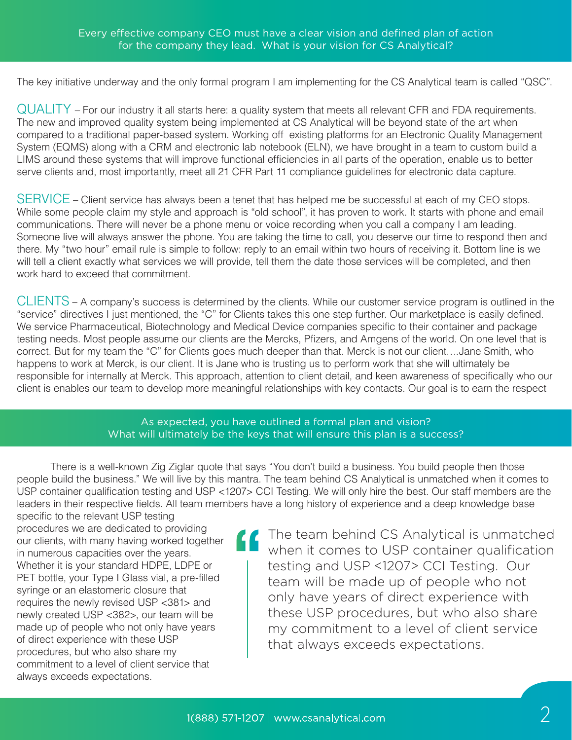## Every effective company CEO must have a clear vision and defined plan of action for the company they lead. What is your vision for CS Analytical?

The key initiative underway and the only formal program I am implementing for the CS Analytical team is called "QSC".

QUALITY – For our industry it all starts here: a quality system that meets all relevant CFR and FDA requirements. The new and improved quality system being implemented at CS Analytical will be beyond state of the art when compared to a traditional paper-based system. Working off existing platforms for an Electronic Quality Management System (EQMS) along with a CRM and electronic lab notebook (ELN), we have brought in a team to custom build a LIMS around these systems that will improve functional efficiencies in all parts of the operation, enable us to better serve clients and, most importantly, meet all 21 CFR Part 11 compliance guidelines for electronic data capture.

SERVICE – Client service has always been a tenet that has helped me be successful at each of my CEO stops. While some people claim my style and approach is "old school", it has proven to work. It starts with phone and email communications. There will never be a phone menu or voice recording when you call a company I am leading. Someone live will always answer the phone. You are taking the time to call, you deserve our time to respond then and there. My "two hour" email rule is simple to follow: reply to an email within two hours of receiving it. Bottom line is we will tell a client exactly what services we will provide, tell them the date those services will be completed, and then work hard to exceed that commitment.

CLIENTS – A company's success is determined by the clients. While our customer service program is outlined in the "service" directives I just mentioned, the "C" for Clients takes this one step further. Our marketplace is easily defined. We service Pharmaceutical, Biotechnology and Medical Device companies specific to their container and package testing needs. Most people assume our clients are the Mercks, Pfizers, and Amgens of the world. On one level that is correct. But for my team the "C" for Clients goes much deeper than that. Merck is not our client….Jane Smith, who happens to work at Merck, is our client. It is Jane who is trusting us to perform work that she will ultimately be responsible for internally at Merck. This approach, attention to client detail, and keen awareness of specifically who our client is enables our team to develop more meaningful relationships with key contacts. Our goal is to earn the respect

## As expected, you have outlined a formal plan and vision? What will ultimately be the keys that will ensure this plan is a success?

There is a well-known Zig Ziglar quote that says "You don't build a business. You build people then those people build the business." We will live by this mantra. The team behind CS Analytical is unmatched when it comes to USP container qualification testing and USP <1207> CCI Testing. We will only hire the best. Our staff members are the leaders in their respective fields. All team members have a long history of experience and a deep knowledge base specific to the relevant USP testing procedures we are dedicated to providing our clients, with many having worked together in numerous capacities over the years. Whether it is your standard HDPE, LDPE or PET bottle, your Type I Glass vial, a pre-filled syringe or an elastomeric closure that requires the newly revised USP <381> and newly created USP <382>, our team will be made up of people who not only have years of direct experience with these USP procedures, but who also share my commitment to a level of client service that always exceeds expectations.

> "The team behind CS Analytical is unmatched when it comes to USP container qualification testing and USP <1207> CCI Testing. Our team will be made up of people who not only have years of direct experience with these USP procedures, but who also share my commitment to a level of client service that always exceeds expectations.

1(888) 571-1207 | www.csanalytical.com